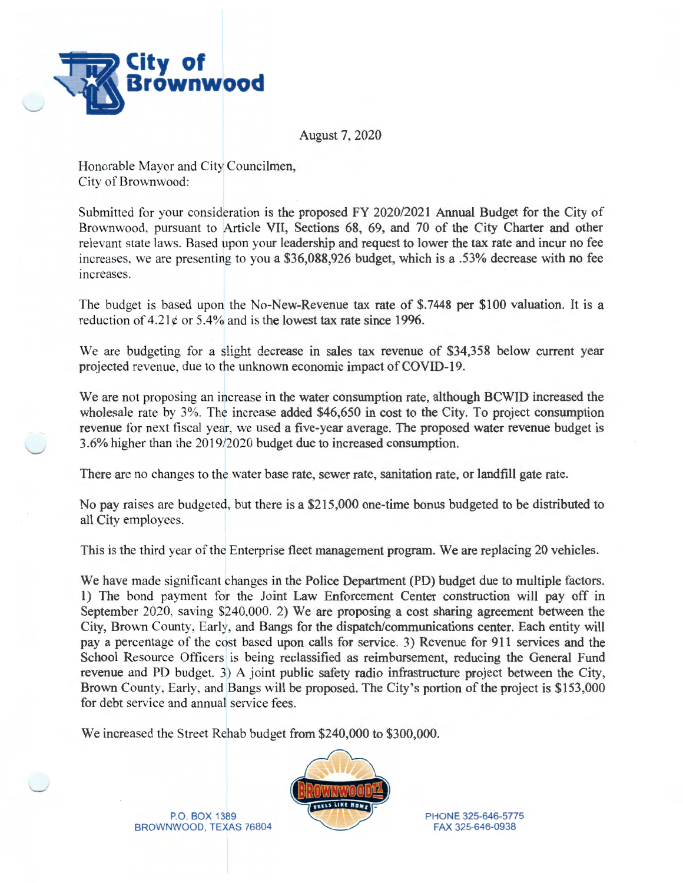# City of Brownwood

August 7, 2020

Honorable Mayor and City Councilmen,
City of Brownwood:

Submitted for your consideration is the proposed FY 2020/2021 Annual Budget for the City of Brownwood, pursuant to Article VII, Sections 68, 69, and 70 of the City Charter and other relevant state laws. Based upon your leadership and request to lower the tax rate and incur no fee increases, we are presenting to you a $36,088,926 budget, which is a .53% decrease with no fee increases.

The budget is based upon the No-New-Revenue tax rate of $.7448 per $100 valuation. It is a reduction of 4.21¢ or 5.4% and is the lowest tax rate since 1996.

We are budgeting for a slight decrease in sales tax revenue of $34,358 below current year projected revenue, due to the unknown economic impact of COVID-19.

We are not proposing an increase in the water consumption rate, although BCWID increased the wholesale rate by 3%. The increase added $46,650 in cost to the City. To project consumption revenue for next fiscal year, we used a five-year average. The proposed water revenue budget is 3.6% higher than the 2019/2020 budget due to increased consumption.

There are no changes to the water base rate, sewer rate, sanitation rate, or landfill gate rate.

No pay raises are budgeted, but there is a $215,000 one-time bonus budgeted to be distributed to all City employees.

This is the third year of the Enterprise fleet management program. We are replacing 20 vehicles.

We have made significant changes in the Police Department (PD) budget due to multiple factors. 1) The bond payment for the Joint Law Enforcement Center construction will pay off in September 2020, saving $240,000. 2) We are proposing a cost sharing agreement between the City, Brown County, Early, and Bangs for the dispatch/communications center. Each entity will pay a percentage of the cost based upon calls for service. 3) Revenue for 911 services and the School Resource Officers is being reclassified as reimbursement, reducing the General Fund revenue and PD budget. 3) A joint public safety radio infrastructure project between the City, Brown County, Early, and Bangs will be proposed. The City's portion of the project is $153,000 for debt service and annual service fees.

We increased the Street Rehab budget from $240,000 to $300,000.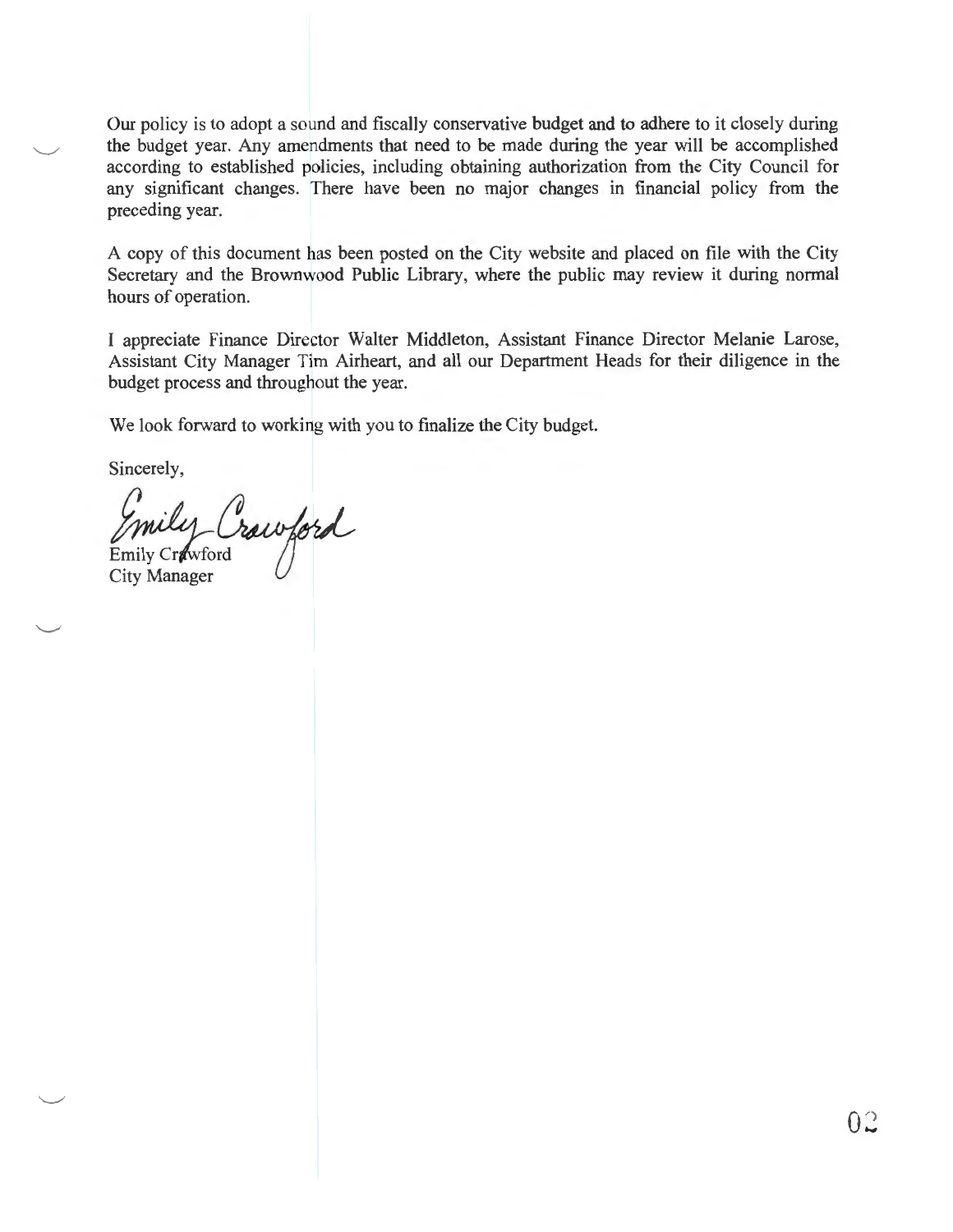Our policy is to adopt a sound and fiscally conservative budget and to adhere to it closely during the budget year. Any amendments that need to be made during the year will be accomplished according to established policies, including obtaining authorization from the City Council for any significant changes. There have been no major changes in financial policy from the preceding year.

A copy of this document has been posted on the City website and placed on file with the City Secretary and the Brownwood Public Library, where the public may review it during normal hours of operation.

I appreciate Finance Director Walter Middleton, Assistant Finance Director Melanie Larose, Assistant City Manager Tim Airheart, and all our Department Heads for their diligence in the budget process and throughout the year.

We look forward to working with you to finalize the City budget.

Sincerely,

Emily Crawford

Emily Crawford
City Manager